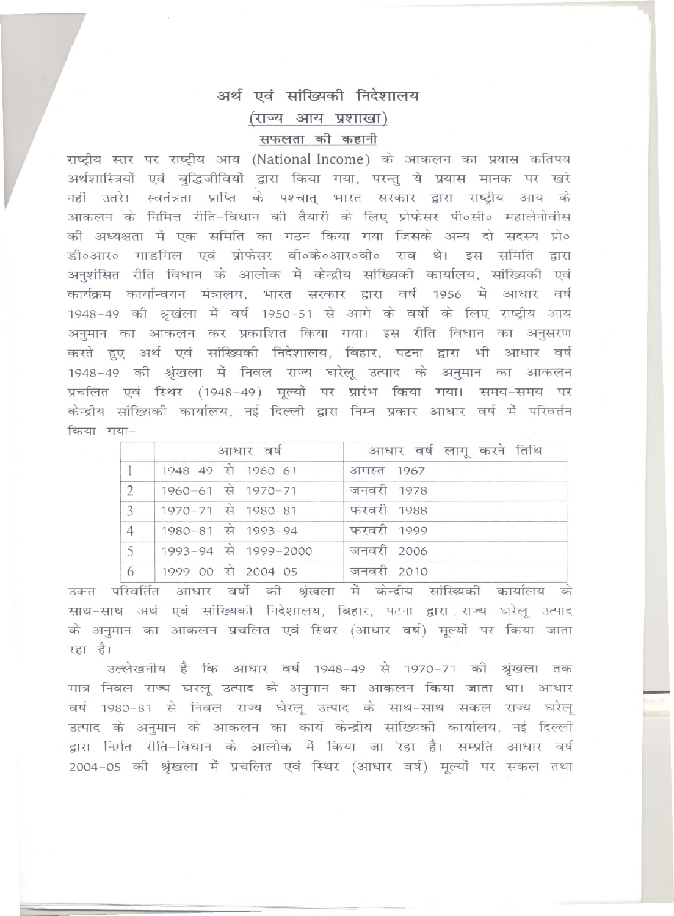# अर्थ एवं सांख्यिकी निदेशालय

## (राज्य आय प्रशाखा)

### सफलता की कहानी

राष्ट्रीय स्तर पर राष्ट्रीय आय (National Income) के आकलन का प्रयास कतिपय अर्थशास्त्रियों एवं बुद्धिजीवियों द्वारा किया गया, परन्तु ये प्रयास मानक पर खरे नहीं उतरे। स्वतंत्रता प्राप्ति के पश्चात् भारत सरकार द्वारा राष्ट्रीय आय के आकलन के निमित्त रीति-विधान की तैयारी के लिए प्रोफेसर पी०सी० महालेनोवीस की अध्यक्षता में एक समिति का गठन किया गया जिसके अन्य दो सदस्य प्रो० डी०आर० गाडगिल एवं प्रोफेसर वी०के०आर०वी० राव थे। इस समिति द्वारा अनुशंसित रीति विधान के आलोक में केन्द्रीय सांख्यिकी कार्यालय, सांख्यिकी एवं कार्यक्रम कार्यान्वयन मंत्रालय, भारत सरकार द्वारा वर्ष 1956 में आधार वर्ष 1948-49 की श्रृखंला में वर्ष 1950-51 से आगे के वर्षो के लिए राष्ट्रीय आय अनुमान का आकलन कर प्रकाशित किया गया। इस रीति विधान का अनुसरण करते हुए अर्थ एवं सांख्यिकी निदेशालय, बिहार, पटना द्वारा भी आधार वर्ष 1948-49 की श्रृंखला में निवल राज्य घरेलू उत्पाद के अनुमान का आकलन प्रचलित एवं स्थिर (1948-49) मूल्यों पर प्रारंभ किया गया। समय-समय पर केन्द्रीय सांख्यिकी कार्यालय, नई दिल्ली द्वारा निम्न प्रकार आधार वर्ष में परिवर्तन किया गया-

| | आधार वर्ष | आधार वर्ष लागू करने तिथि |
|---|---|---|
| 1 | 1948-49 से 1960-61 | अगस्त 1967 |
| 2 | 1960-61 से 1970-71 | जनवरी 1978 |
| 3 | 1970-71 से 1980-81 | फरवरी 1988 |
| 4 | 1980-81 से 1993-94 | फरवरी 1999 |
| 5 | 1993-94 से 1999-2000 | जनवरी 2006 |
| 6 | 1999-00 से 2004-05 | जनवरी 2010 |

उक्त परिवर्तित आधार वर्षो की श्रृंखला में केन्द्रीय सांख्यिकी कार्यालय के साथ-साथ अर्थ एवं सांख्यिकी निदेशालय, बिहार, पटना द्वारा राज्य घरेलू उत्पाद के अनुमान का आकलन प्रचलित एवं स्थिर (आधार वर्ष) मूल्यों पर किया जाता रहा है।

उल्लेखनीय है कि आधार वर्ष 1948-49 से 1970-71 की श्रृंखला तक मात्र निवल राज्य घरलू उत्पाद के अनुमान का आकलन किया जाता था। आधार वर्ष 1980-81 से निवल राज्य घरेलू उत्पाद के साथ-साथ सकल राज्य घरेलू उत्पाद के अनुमान के आकलन का कार्य केन्द्रीय सांख्यिकी कार्यालय, नई दिल्ली द्वारा निर्गत रीति-विधान के आलोक में किया जा रहा है। सम्प्रति आधार वर्ष 2004-05 की श्रृंखला में प्रचलित एवं स्थिर (आधार वर्ष) मूल्यों पर सकल तथा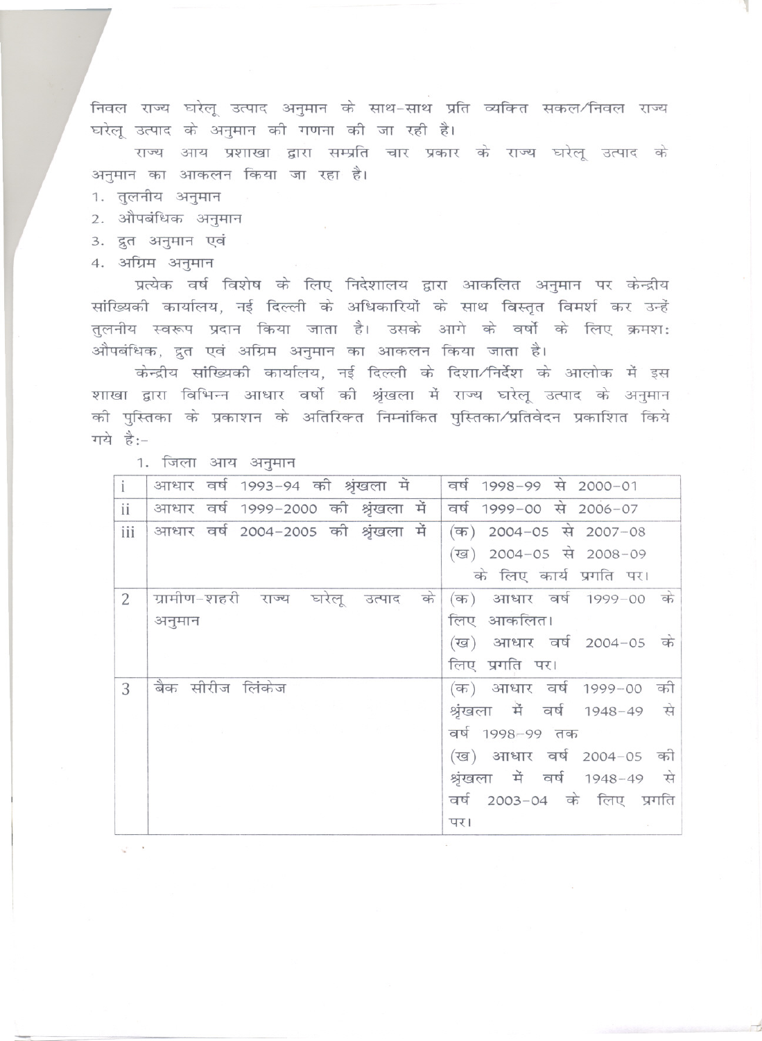निवल राज्य घरेलू उत्पाद अनुमान के साथ-साथ प्रति व्यक्ति सकल/निवल राज्य घरेलू उत्पाद के अनुमान की गणना की जा रही है।

राज्य आय प्रशाखा द्वारा सम्प्रति चार प्रकार के राज्य घरेलू उत्पाद के अनुमान का आकलन किया जा रहा है।

1. तुलनीय अनुमान
2. औपबंधिक अनुमान
3. द्रुत अनुमान एवं
4. अग्रिम अनुमान

प्रत्येक वर्ष विशेष के लिए निदेशालय द्वारा आकलित अनुमान पर केन्द्रीय सांख्यिकी कार्यालय, नई दिल्ली के अधिकारियों के साथ विस्तृत विमर्श कर उन्हें तुलनीय स्वरूप प्रदान किया जाता है। उसके आगे के वर्षो के लिए क्रमशः औपबंधिक, द्रुत एवं अग्रिम अनुमान का आकलन किया जाता है।

केन्द्रीय सांख्यिकी कार्यालय, नई दिल्ली के दिशा/निर्देश के आलोक में इस शाखा द्वारा विभिन्न आधार वर्षो की श्रृंखला में राज्य घरेलू उत्पाद के अनुमान की पुस्तिका के प्रकाशन के अतिरिक्त निम्नांकित पुस्तिका/प्रतिवेदन प्रकाशित किये गये है:-

1. जिला आय अनुमान

| | | |
|---|---|---|
| i | आधार वर्ष 1993-94 की श्रृंखला में | वर्ष 1998-99 से 2000-01 |
| ii | आधार वर्ष 1999-2000 की श्रृंखला में | वर्ष 1999-00 से 2006-07 |
| iii | आधार वर्ष 2004-2005 की श्रृंखला में | (क) 2004-05 से 2007-08<br>(ख) 2004-05 से 2008-09 के लिए कार्य प्रगति पर। |
| 2 | ग्रामीण-शहरी राज्य घरेलू उत्पाद के अनुमान | (क) आधार वर्ष 1999-00 के लिए आकलित।<br>(ख) आधार वर्ष 2004-05 के लिए प्रगति पर। |
| 3 | बैक सीरीज लिंकेज | (क) आधार वर्ष 1999-00 की श्रृंखला में वर्ष 1948-49 से वर्ष 1998-99 तक<br>(ख) आधार वर्ष 2004-05 की श्रृंखला में वर्ष 1948-49 से वर्ष 2003-04 के लिए प्रगति पर। |